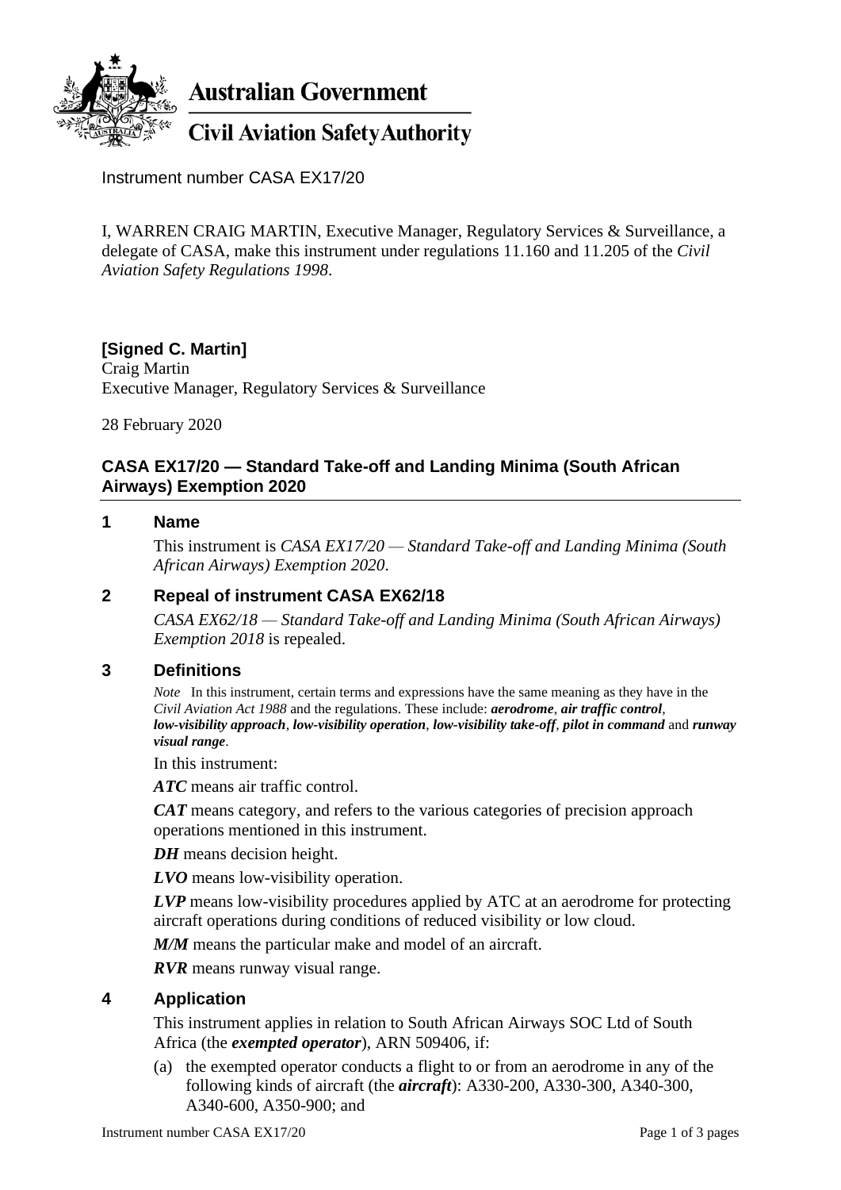**Australian Government**

**Civil Aviation Safety Authority**

Instrument number CASA EX17/20

I, WARREN CRAIG MARTIN, Executive Manager, Regulatory Services & Surveillance, a delegate of CASA, make this instrument under regulations 11.160 and 11.205 of the *Civil Aviation Safety Regulations 1998*.

**[Signed C. Martin]**
Craig Martin
Executive Manager, Regulatory Services & Surveillance

28 February 2020

## CASA EX17/20 — Standard Take-off and Landing Minima (South African Airways) Exemption 2020

### 1 Name

This instrument is *CASA EX17/20 — Standard Take-off and Landing Minima (South African Airways) Exemption 2020*.

### 2 Repeal of instrument CASA EX62/18

*CASA EX62/18 — Standard Take-off and Landing Minima (South African Airways) Exemption 2018* is repealed.

### 3 Definitions

*Note* In this instrument, certain terms and expressions have the same meaning as they have in the *Civil Aviation Act 1988* and the regulations. These include: ***aerodrome***, ***air traffic control***, ***low-visibility approach***, ***low-visibility operation***, ***low-visibility take-off***, ***pilot in command*** and ***runway visual range***.

In this instrument:

***ATC*** means air traffic control.

***CAT*** means category, and refers to the various categories of precision approach operations mentioned in this instrument.

***DH*** means decision height.

***LVO*** means low-visibility operation.

***LVP*** means low-visibility procedures applied by ATC at an aerodrome for protecting aircraft operations during conditions of reduced visibility or low cloud.

***M/M*** means the particular make and model of an aircraft.

***RVR*** means runway visual range.

### 4 Application

This instrument applies in relation to South African Airways SOC Ltd of South Africa (the ***exempted operator***), ARN 509406, if:

(a) the exempted operator conducts a flight to or from an aerodrome in any of the following kinds of aircraft (the ***aircraft***): A330-200, A330-300, A340-300, A340-600, A350-900; and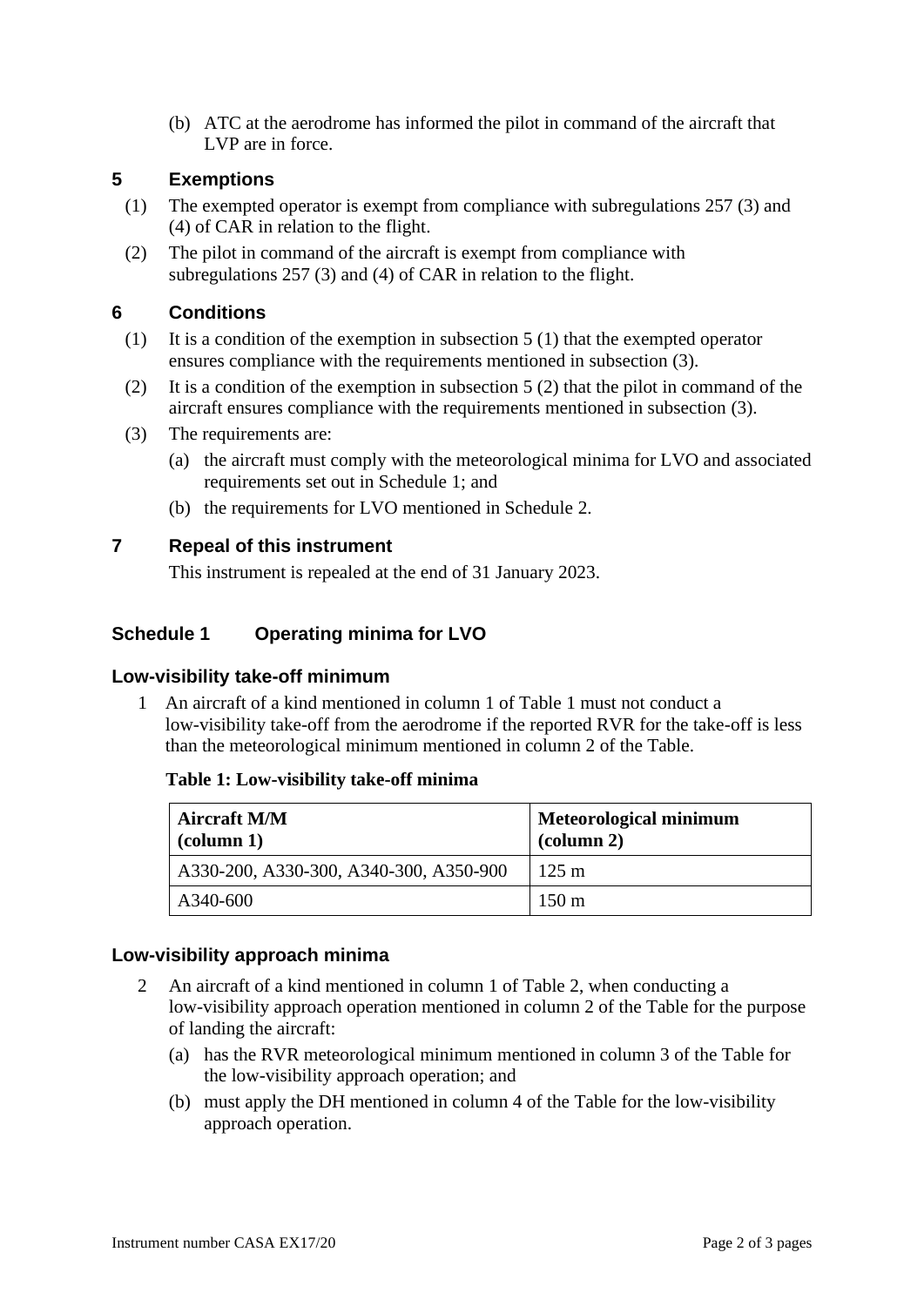(b) ATC at the aerodrome has informed the pilot in command of the aircraft that LVP are in force.

## 5 Exemptions

(1) The exempted operator is exempt from compliance with subregulations 257 (3) and (4) of CAR in relation to the flight.

(2) The pilot in command of the aircraft is exempt from compliance with subregulations 257 (3) and (4) of CAR in relation to the flight.

## 6 Conditions

(1) It is a condition of the exemption in subsection 5 (1) that the exempted operator ensures compliance with the requirements mentioned in subsection (3).

(2) It is a condition of the exemption in subsection 5 (2) that the pilot in command of the aircraft ensures compliance with the requirements mentioned in subsection (3).

(3) The requirements are:

(a) the aircraft must comply with the meteorological minima for LVO and associated requirements set out in Schedule 1; and

(b) the requirements for LVO mentioned in Schedule 2.

## 7 Repeal of this instrument

This instrument is repealed at the end of 31 January 2023.

## Schedule 1 Operating minima for LVO

### Low-visibility take-off minimum

1 An aircraft of a kind mentioned in column 1 of Table 1 must not conduct a low-visibility take-off from the aerodrome if the reported RVR for the take-off is less than the meteorological minimum mentioned in column 2 of the Table.

**Table 1: Low-visibility take-off minima**

| Aircraft M/M (column 1) | Meteorological minimum (column 2) |
| --- | --- |
| A330-200, A330-300, A340-300, A350-900 | 125 m |
| A340-600 | 150 m |

### Low-visibility approach minima

2 An aircraft of a kind mentioned in column 1 of Table 2, when conducting a low-visibility approach operation mentioned in column 2 of the Table for the purpose of landing the aircraft:

(a) has the RVR meteorological minimum mentioned in column 3 of the Table for the low-visibility approach operation; and

(b) must apply the DH mentioned in column 4 of the Table for the low-visibility approach operation.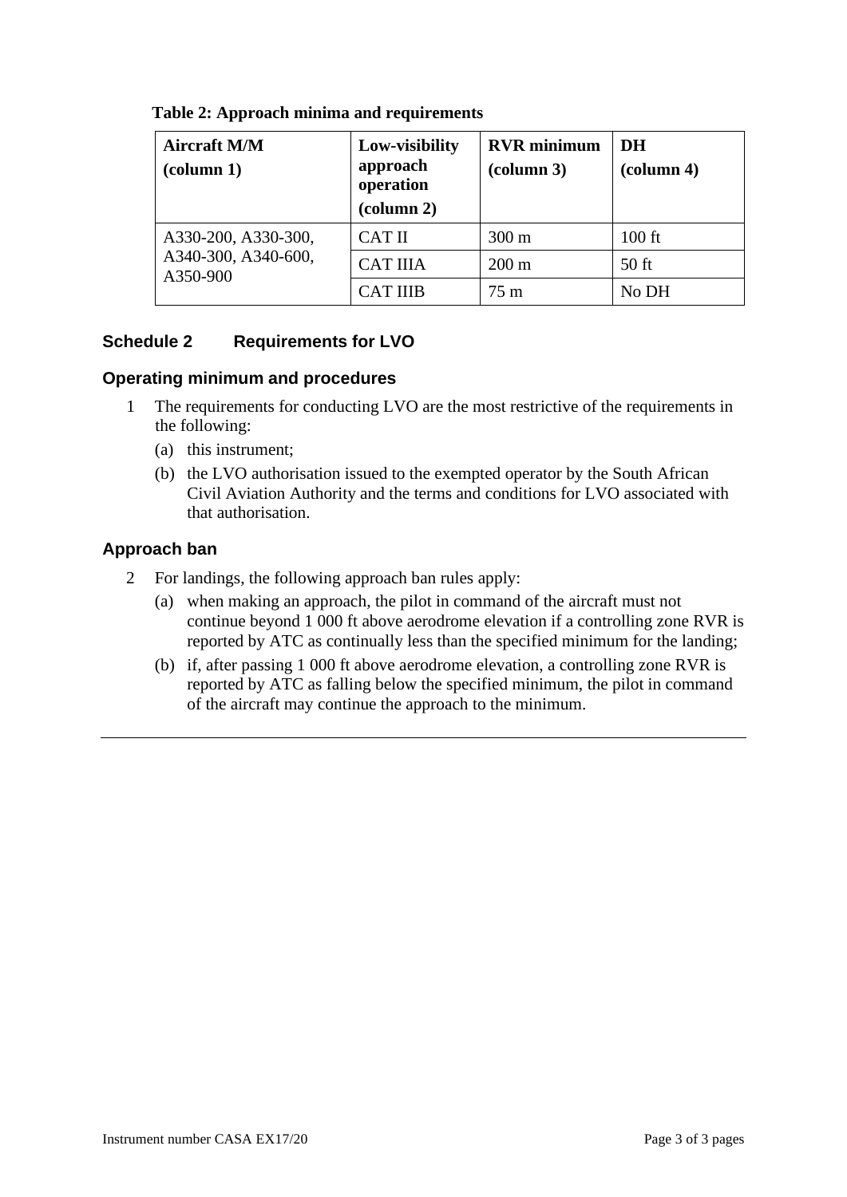**Table 2: Approach minima and requirements**

| Aircraft M/M (column 1) | Low-visibility approach operation (column 2) | RVR minimum (column 3) | DH (column 4) |
|---|---|---|---|
| A330-200, A330-300, A340-300, A340-600, A350-900 | CAT II | 300 m | 100 ft |
| | CAT IIIA | 200 m | 50 ft |
| | CAT IIIB | 75 m | No DH |

## Schedule 2 Requirements for LVO

### Operating minimum and procedures

1 The requirements for conducting LVO are the most restrictive of the requirements in the following:

(a) this instrument;

(b) the LVO authorisation issued to the exempted operator by the South African Civil Aviation Authority and the terms and conditions for LVO associated with that authorisation.

### Approach ban

2 For landings, the following approach ban rules apply:

(a) when making an approach, the pilot in command of the aircraft must not continue beyond 1 000 ft above aerodrome elevation if a controlling zone RVR is reported by ATC as continually less than the specified minimum for the landing;

(b) if, after passing 1 000 ft above aerodrome elevation, a controlling zone RVR is reported by ATC as falling below the specified minimum, the pilot in command of the aircraft may continue the approach to the minimum.